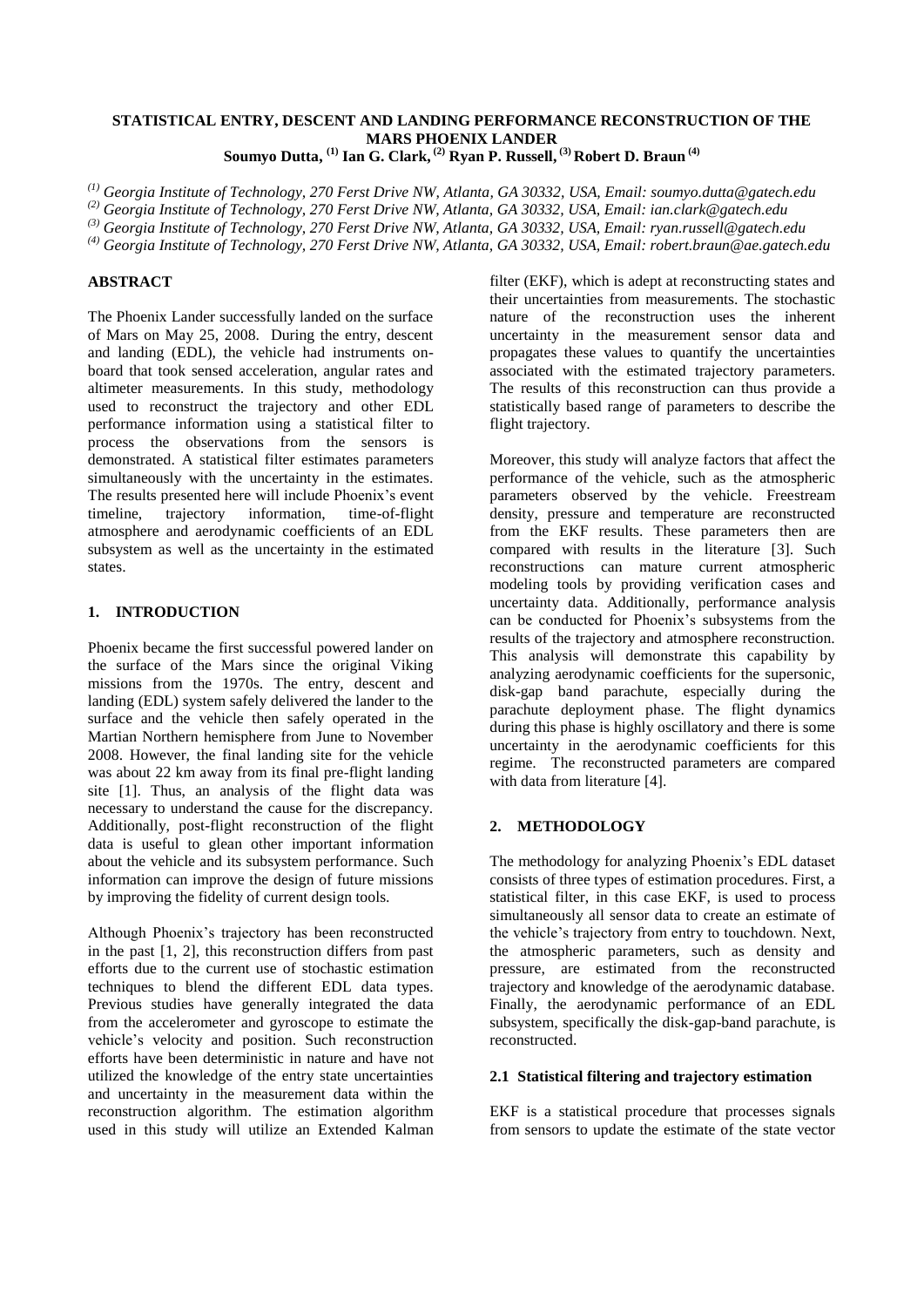# STATISTICAL ENTRY, DESCENT AND LANDING PERFORMANCE RECONSTRUCTION OF THE MARS PHOENIX LANDER

**Soumyo Dutta, [(1)] Ian G. Clark, [(2)] Ryan P. Russell, [(3)] Robert D. Braun [(4)]**

*[(1)] Georgia Institute of Technology, 270 Ferst Drive NW, Atlanta, GA 30332, USA, Email: soumyo.dutta@gatech.edu*

*[(2)] Georgia Institute of Technology, 270 Ferst Drive NW, Atlanta, GA 30332, USA, Email: ian.clark@gatech.edu*

*[(3)] Georgia Institute of Technology, 270 Ferst Drive NW, Atlanta, GA 30332, USA, Email: ryan.russell@gatech.edu*

*[(4)] Georgia Institute of Technology, 270 Ferst Drive NW, Atlanta, GA 30332, USA, Email: robert.braun@ae.gatech.edu*

## ABSTRACT

The Phoenix Lander successfully landed on the surface of Mars on May 25, 2008. During the entry, descent and landing (EDL), the vehicle had instruments on-board that took sensed acceleration, angular rates and altimeter measurements. In this study, methodology used to reconstruct the trajectory and other EDL performance information using a statistical filter to process the observations from the sensors is demonstrated. A statistical filter estimates parameters simultaneously with the uncertainty in the estimates. The results presented here will include Phoenix's event timeline, trajectory information, time-of-flight atmosphere and aerodynamic coefficients of an EDL subsystem as well as the uncertainty in the estimated states.

## 1. INTRODUCTION

Phoenix became the first successful powered lander on the surface of the Mars since the original Viking missions from the 1970s. The entry, descent and landing (EDL) system safely delivered the lander to the surface and the vehicle then safely operated in the Martian Northern hemisphere from June to November 2008. However, the final landing site for the vehicle was about 22 km away from its final pre-flight landing site [1]. Thus, an analysis of the flight data was necessary to understand the cause for the discrepancy. Additionally, post-flight reconstruction of the flight data is useful to glean other important information about the vehicle and its subsystem performance. Such information can improve the design of future missions by improving the fidelity of current design tools.

Although Phoenix's trajectory has been reconstructed in the past [1, 2], this reconstruction differs from past efforts due to the current use of stochastic estimation techniques to blend the different EDL data types. Previous studies have generally integrated the data from the accelerometer and gyroscope to estimate the vehicle's velocity and position. Such reconstruction efforts have been deterministic in nature and have not utilized the knowledge of the entry state uncertainties and uncertainty in the measurement data within the reconstruction algorithm. The estimation algorithm used in this study will utilize an Extended Kalman filter (EKF), which is adept at reconstructing states and their uncertainties from measurements. The stochastic nature of the reconstruction uses the inherent uncertainty in the measurement sensor data and propagates these values to quantify the uncertainties associated with the estimated trajectory parameters. The results of this reconstruction can thus provide a statistically based range of parameters to describe the flight trajectory.

Moreover, this study will analyze factors that affect the performance of the vehicle, such as the atmospheric parameters observed by the vehicle. Freestream density, pressure and temperature are reconstructed from the EKF results. These parameters then are compared with results in the literature [3]. Such reconstructions can mature current atmospheric modeling tools by providing verification cases and uncertainty data. Additionally, performance analysis can be conducted for Phoenix's subsystems from the results of the trajectory and atmosphere reconstruction. This analysis will demonstrate this capability by analyzing aerodynamic coefficients for the supersonic, disk-gap band parachute, especially during the parachute deployment phase. The flight dynamics during this phase is highly oscillatory and there is some uncertainty in the aerodynamic coefficients for this regime. The reconstructed parameters are compared with data from literature [4].

## 2. METHODOLOGY

The methodology for analyzing Phoenix's EDL dataset consists of three types of estimation procedures. First, a statistical filter, in this case EKF, is used to process simultaneously all sensor data to create an estimate of the vehicle's trajectory from entry to touchdown. Next, the atmospheric parameters, such as density and pressure, are estimated from the reconstructed trajectory and knowledge of the aerodynamic database. Finally, the aerodynamic performance of an EDL subsystem, specifically the disk-gap-band parachute, is reconstructed.

### 2.1 Statistical filtering and trajectory estimation

EKF is a statistical procedure that processes signals from sensors to update the estimate of the state vector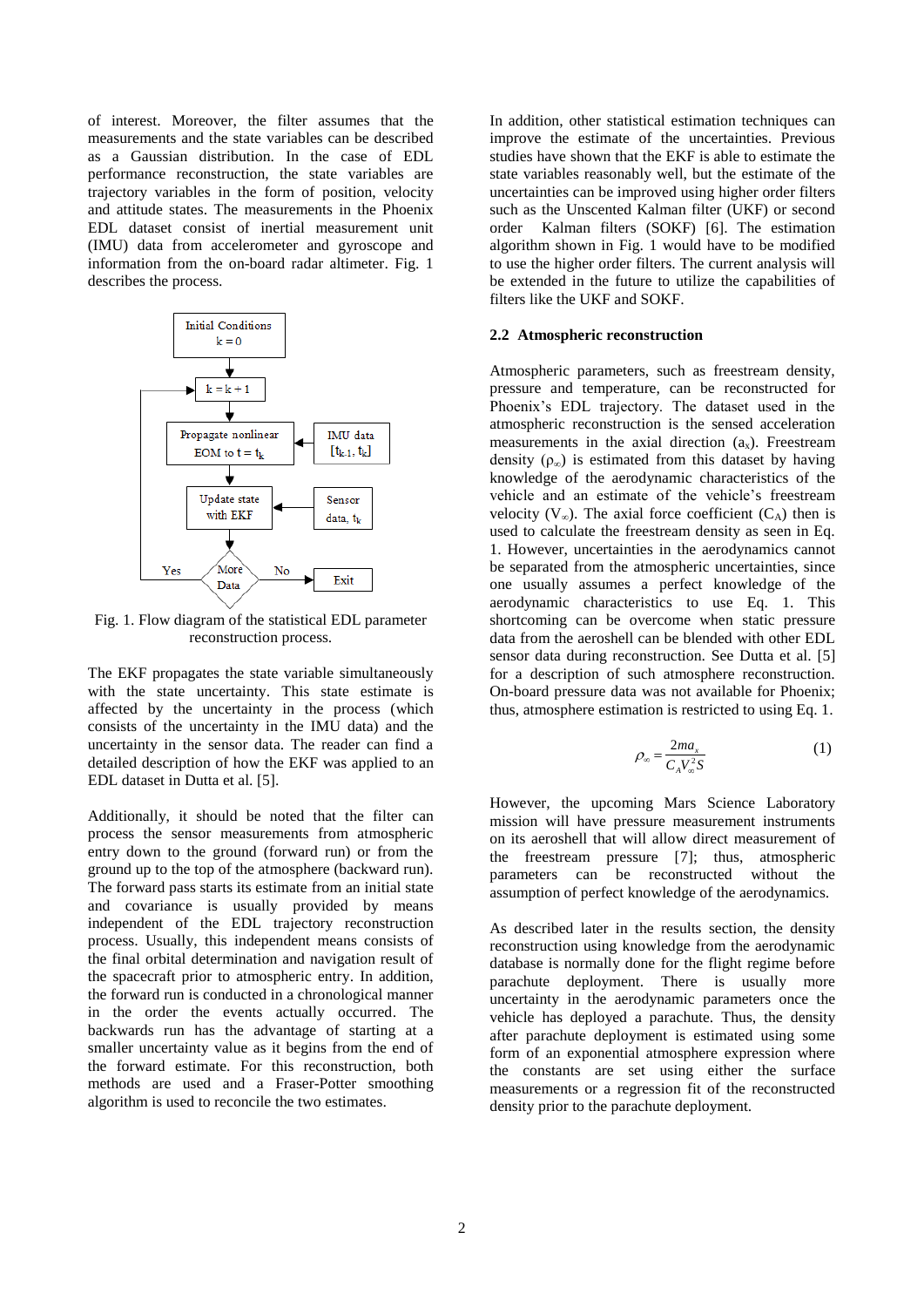of interest. Moreover, the filter assumes that the measurements and the state variables can be described as a Gaussian distribution. In the case of EDL performance reconstruction, the state variables are trajectory variables in the form of position, velocity and attitude states. The measurements in the Phoenix EDL dataset consist of inertial measurement unit (IMU) data from accelerometer and gyroscope and information from the on-board radar altimeter. Fig. 1 describes the process.

Fig. 1. Flow diagram of the statistical EDL parameter reconstruction process.

The EKF propagates the state variable simultaneously with the state uncertainty. This state estimate is affected by the uncertainty in the process (which consists of the uncertainty in the IMU data) and the uncertainty in the sensor data. The reader can find a detailed description of how the EKF was applied to an EDL dataset in Dutta et al. [5].

Additionally, it should be noted that the filter can process the sensor measurements from atmospheric entry down to the ground (forward run) or from the ground up to the top of the atmosphere (backward run). The forward pass starts its estimate from an initial state and covariance is usually provided by means independent of the EDL trajectory reconstruction process. Usually, this independent means consists of the final orbital determination and navigation result of the spacecraft prior to atmospheric entry. In addition, the forward run is conducted in a chronological manner in the order the events actually occurred. The backwards run has the advantage of starting at a smaller uncertainty value as it begins from the end of the forward estimate. For this reconstruction, both methods are used and a Fraser-Potter smoothing algorithm is used to reconcile the two estimates.

In addition, other statistical estimation techniques can improve the estimate of the uncertainties. Previous studies have shown that the EKF is able to estimate the state variables reasonably well, but the estimate of the uncertainties can be improved using higher order filters such as the Unscented Kalman filter (UKF) or second order Kalman filters (SOKF) [6]. The estimation algorithm shown in Fig. 1 would have to be modified to use the higher order filters. The current analysis will be extended in the future to utilize the capabilities of filters like the UKF and SOKF.

### 2.2 Atmospheric reconstruction

Atmospheric parameters, such as freestream density, pressure and temperature, can be reconstructed for Phoenix's EDL trajectory. The dataset used in the atmospheric reconstruction is the sensed acceleration measurements in the axial direction ($a_x$). Freestream density ($\rho_\infty$) is estimated from this dataset by having knowledge of the aerodynamic characteristics of the vehicle and an estimate of the vehicle's freestream velocity ($V_\infty$). The axial force coefficient ($C_A$) then is used to calculate the freestream density as seen in Eq. 1. However, uncertainties in the aerodynamics cannot be separated from the atmospheric uncertainties, since one usually assumes a perfect knowledge of the aerodynamic characteristics to use Eq. 1. This shortcoming can be overcome when static pressure data from the aeroshell can be blended with other EDL sensor data during reconstruction. See Dutta et al. [5] for a description of such atmosphere reconstruction. On-board pressure data was not available for Phoenix; thus, atmosphere estimation is restricted to using Eq. 1.

$$\rho_\infty = \frac{2ma_x}{C_A V_\infty^2 S} \tag{1}$$

However, the upcoming Mars Science Laboratory mission will have pressure measurement instruments on its aeroshell that will allow direct measurement of the freestream pressure [7]; thus, atmospheric parameters can be reconstructed without the assumption of perfect knowledge of the aerodynamics.

As described later in the results section, the density reconstruction using knowledge from the aerodynamic database is normally done for the flight regime before parachute deployment. There is usually more uncertainty in the aerodynamic parameters once the vehicle has deployed a parachute. Thus, the density after parachute deployment is estimated using some form of an exponential atmosphere expression where the constants are set using either the surface measurements or a regression fit of the reconstructed density prior to the parachute deployment.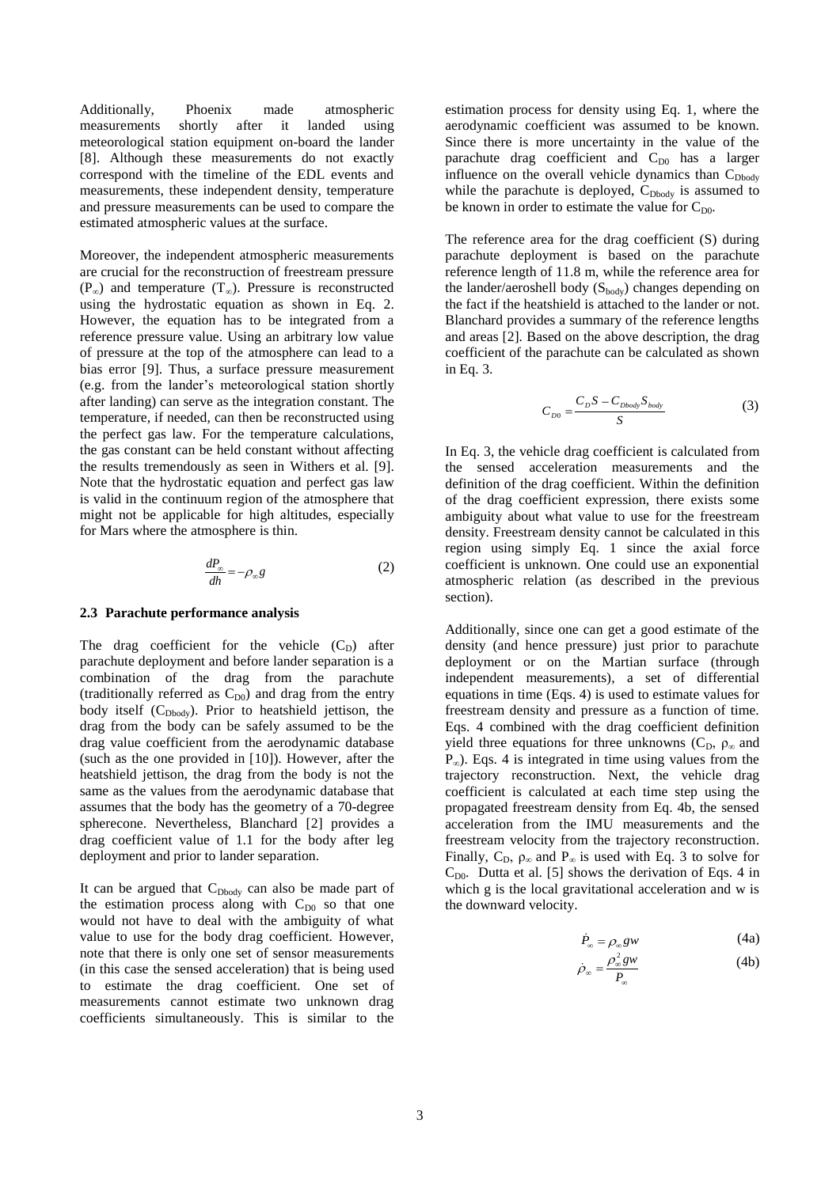Additionally, Phoenix made atmospheric measurements shortly after it landed using meteorological station equipment on-board the lander [8]. Although these measurements do not exactly correspond with the timeline of the EDL events and measurements, these independent density, temperature and pressure measurements can be used to compare the estimated atmospheric values at the surface.

Moreover, the independent atmospheric measurements are crucial for the reconstruction of freestream pressure ($P_\infty$) and temperature ($T_\infty$). Pressure is reconstructed using the hydrostatic equation as shown in Eq. 2. However, the equation has to be integrated from a reference pressure value. Using an arbitrary low value of pressure at the top of the atmosphere can lead to a bias error [9]. Thus, a surface pressure measurement (e.g. from the lander's meteorological station shortly after landing) can serve as the integration constant. The temperature, if needed, can then be reconstructed using the perfect gas law. For the temperature calculations, the gas constant can be held constant without affecting the results tremendously as seen in Withers et al. [9]. Note that the hydrostatic equation and perfect gas law is valid in the continuum region of the atmosphere that might not be applicable for high altitudes, especially for Mars where the atmosphere is thin.

$$\frac{dP_\infty}{dh} = -\rho_\infty g \tag{2}$$

### 2.3 Parachute performance analysis

The drag coefficient for the vehicle ($C_D$) after parachute deployment and before lander separation is a combination of the drag from the parachute (traditionally referred as $C_{D0}$) and drag from the entry body itself ($C_{Dbody}$). Prior to heatshield jettison, the drag from the body can be safely assumed to be the drag value coefficient from the aerodynamic database (such as the one provided in [10]). However, after the heatshield jettison, the drag from the body is not the same as the values from the aerodynamic database that assumes that the body has the geometry of a 70-degree spherecone. Nevertheless, Blanchard [2] provides a drag coefficient value of 1.1 for the body after leg deployment and prior to lander separation.

It can be argued that $C_{Dbody}$ can also be made part of the estimation process along with $C_{D0}$ so that one would not have to deal with the ambiguity of what value to use for the body drag coefficient. However, note that there is only one set of sensor measurements (in this case the sensed acceleration) that is being used to estimate the drag coefficient. One set of measurements cannot estimate two unknown drag coefficients simultaneously. This is similar to the estimation process for density using Eq. 1, where the aerodynamic coefficient was assumed to be known. Since there is more uncertainty in the value of the parachute drag coefficient and $C_{D0}$ has a larger influence on the overall vehicle dynamics than $C_{Dbody}$ while the parachute is deployed, $C_{Dbody}$ is assumed to be known in order to estimate the value for $C_{D0}$.

The reference area for the drag coefficient (S) during parachute deployment is based on the parachute reference length of 11.8 m, while the reference area for the lander/aeroshell body ($S_{body}$) changes depending on the fact if the heatshield is attached to the lander or not. Blanchard provides a summary of the reference lengths and areas [2]. Based on the above description, the drag coefficient of the parachute can be calculated as shown in Eq. 3.

$$C_{D0} = \frac{C_D S - C_{Dbody} S_{body}}{S} \tag{3}$$

In Eq. 3, the vehicle drag coefficient is calculated from the sensed acceleration measurements and the definition of the drag coefficient. Within the definition of the drag coefficient expression, there exists some ambiguity about what value to use for the freestream density. Freestream density cannot be calculated in this region using simply Eq. 1 since the axial force coefficient is unknown. One could use an exponential atmospheric relation (as described in the previous section).

Additionally, since one can get a good estimate of the density (and hence pressure) just prior to parachute deployment or on the Martian surface (through independent measurements), a set of differential equations in time (Eqs. 4) is used to estimate values for freestream density and pressure as a function of time. Eqs. 4 combined with the drag coefficient definition yield three equations for three unknowns ($C_D$, $\rho_\infty$ and $P_\infty$). Eqs. 4 is integrated in time using values from the trajectory reconstruction. Next, the vehicle drag coefficient is calculated at each time step using the propagated freestream density from Eq. 4b, the sensed acceleration from the IMU measurements and the freestream velocity from the trajectory reconstruction. Finally, $C_D$, $\rho_\infty$ and $P_\infty$ is used with Eq. 3 to solve for $C_{D0}$. Dutta et al. [5] shows the derivation of Eqs. 4 in which g is the local gravitational acceleration and w is the downward velocity.

$$\dot{P}_\infty = \rho_\infty g w \tag{4a}$$

$$\dot{\rho}_\infty = \frac{\rho_\infty^2 g w}{P_\infty} \tag{4b}$$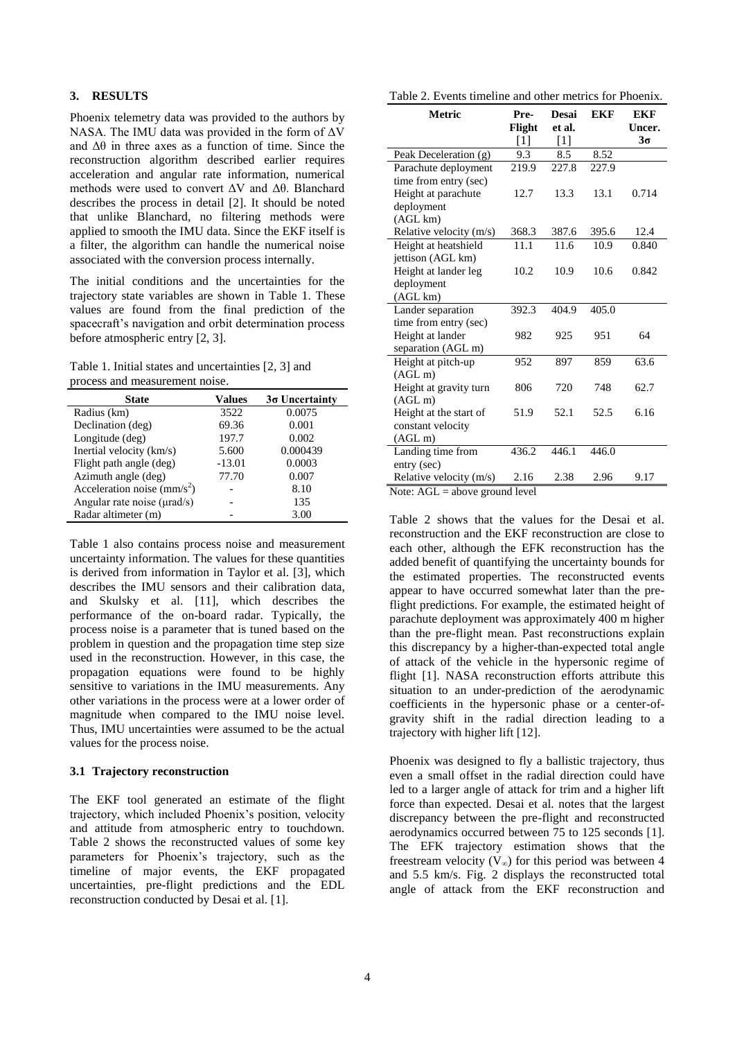## 3. RESULTS

Phoenix telemetry data was provided to the authors by NASA. The IMU data was provided in the form of $\Delta V$ and $\Delta\theta$ in three axes as a function of time. Since the reconstruction algorithm described earlier requires acceleration and angular rate information, numerical methods were used to convert $\Delta V$ and $\Delta\theta$. Blanchard describes the process in detail [2]. It should be noted that unlike Blanchard, no filtering methods were applied to smooth the IMU data. Since the EKF itself is a filter, the algorithm can handle the numerical noise associated with the conversion process internally.

The initial conditions and the uncertainties for the trajectory state variables are shown in Table 1. These values are found from the final prediction of the spacecraft's navigation and orbit determination process before atmospheric entry [2, 3].

Table 1. Initial states and uncertainties [2, 3] and process and measurement noise.

| State | Values | 3σ Uncertainty |
|---|---|---|
| Radius (km) | 3522 | 0.0075 |
| Declination (deg) | 69.36 | 0.001 |
| Longitude (deg) | 197.7 | 0.002 |
| Inertial velocity (km/s) | 5.600 | 0.000439 |
| Flight path angle (deg) | -13.01 | 0.0003 |
| Azimuth angle (deg) | 77.70 | 0.007 |
| Acceleration noise (mm/s$^2$) | - | 8.10 |
| Angular rate noise (μrad/s) | - | 135 |
| Radar altimeter (m) | - | 3.00 |

Table 1 also contains process noise and measurement uncertainty information. The values for these quantities is derived from information in Taylor et al. [3], which describes the IMU sensors and their calibration data, and Skulsky et al. [11], which describes the performance of the on-board radar. Typically, the process noise is a parameter that is tuned based on the problem in question and the propagation time step size used in the reconstruction. However, in this case, the propagation equations were found to be highly sensitive to variations in the IMU measurements. Any other variations in the process were at a lower order of magnitude when compared to the IMU noise level. Thus, IMU uncertainties were assumed to be the actual values for the process noise.

### 3.1 Trajectory reconstruction

The EKF tool generated an estimate of the flight trajectory, which included Phoenix's position, velocity and attitude from atmospheric entry to touchdown. Table 2 shows the reconstructed values of some key parameters for Phoenix's trajectory, such as the timeline of major events, the EKF propagated uncertainties, pre-flight predictions and the EDL reconstruction conducted by Desai et al. [1].

Table 2. Events timeline and other metrics for Phoenix.

| Metric | Pre-Flight [1] | Desai et al. [1] | EKF | EKF Uncer. 3σ |
|---|---|---|---|---|
| Peak Deceleration (g) | 9.3 | 8.5 | 8.52 | |
| Parachute deployment time from entry (sec) | 219.9 | 227.8 | 227.9 | |
| Height at parachute deployment (AGL km) | 12.7 | 13.3 | 13.1 | 0.714 |
| Relative velocity (m/s) | 368.3 | 387.6 | 395.6 | 12.4 |
| Height at heatshield jettison (AGL km) | 11.1 | 11.6 | 10.9 | 0.840 |
| Height at lander leg deployment (AGL km) | 10.2 | 10.9 | 10.6 | 0.842 |
| Lander separation time from entry (sec) | 392.3 | 404.9 | 405.0 | |
| Height at lander separation (AGL m) | 982 | 925 | 951 | 64 |
| Height at pitch-up (AGL m) | 952 | 897 | 859 | 63.6 |
| Height at gravity turn (AGL m) | 806 | 720 | 748 | 62.7 |
| Height at the start of constant velocity (AGL m) | 51.9 | 52.1 | 52.5 | 6.16 |
| Landing time from entry (sec) | 436.2 | 446.1 | 446.0 | |
| Relative velocity (m/s) | 2.16 | 2.38 | 2.96 | 9.17 |

Note: AGL = above ground level

Table 2 shows that the values for the Desai et al. reconstruction and the EKF reconstruction are close to each other, although the EFK reconstruction has the added benefit of quantifying the uncertainty bounds for the estimated properties. The reconstructed events appear to have occurred somewhat later than the pre-flight predictions. For example, the estimated height of parachute deployment was approximately 400 m higher than the pre-flight mean. Past reconstructions explain this discrepancy by a higher-than-expected total angle of attack of the vehicle in the hypersonic regime of flight [1]. NASA reconstruction efforts attribute this situation to an under-prediction of the aerodynamic coefficients in the hypersonic phase or a center-of-gravity shift in the radial direction leading to a trajectory with higher lift [12].

Phoenix was designed to fly a ballistic trajectory, thus even a small offset in the radial direction could have led to a larger angle of attack for trim and a higher lift force than expected. Desai et al. notes that the largest discrepancy between the pre-flight and reconstructed aerodynamics occurred between 75 to 125 seconds [1]. The EFK trajectory estimation shows that the freestream velocity ($V_\infty$) for this period was between 4 and 5.5 km/s. Fig. 2 displays the reconstructed total angle of attack from the EKF reconstruction and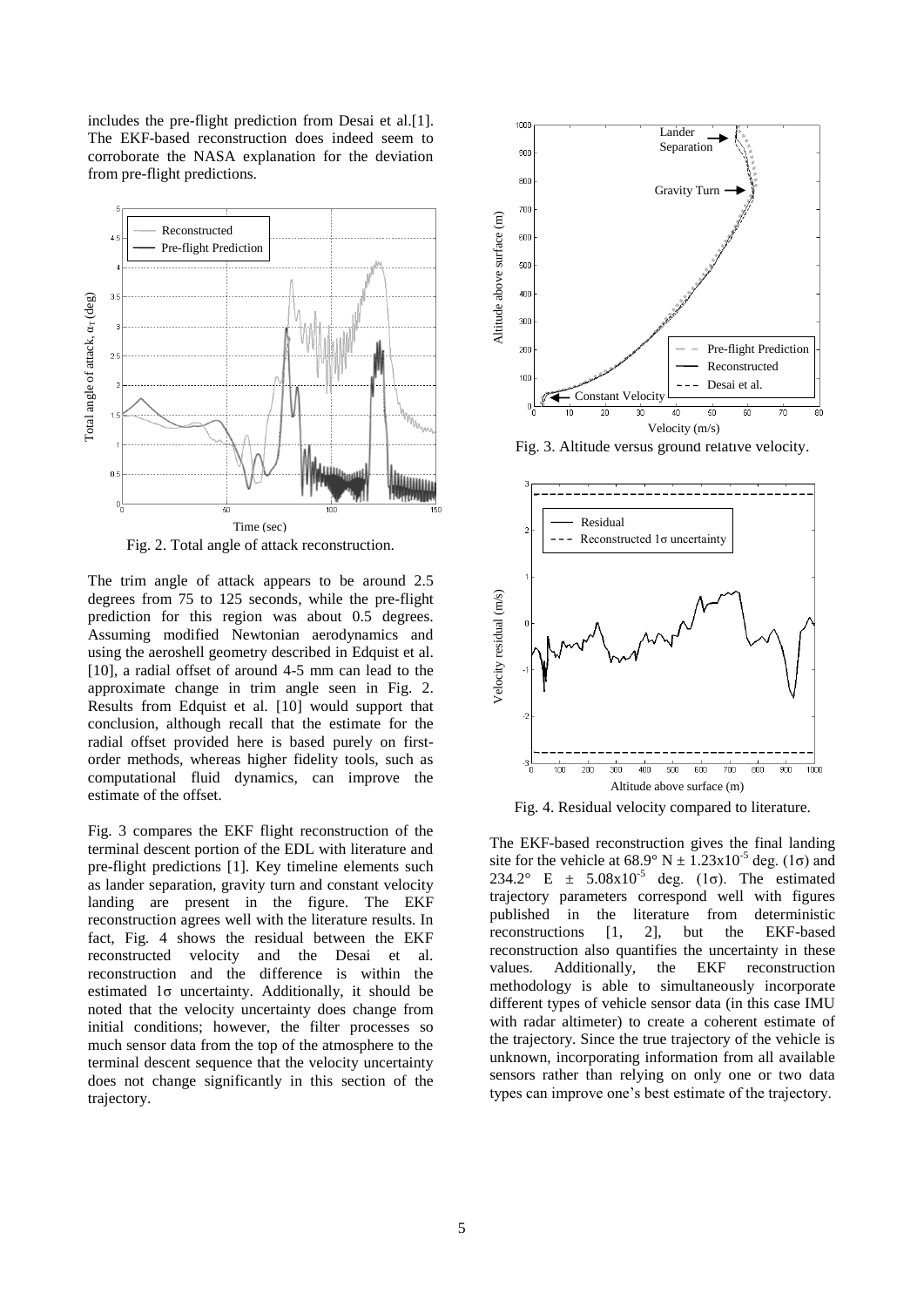includes the pre-flight prediction from Desai et al.[1]. The EKF-based reconstruction does indeed seem to corroborate the NASA explanation for the deviation from pre-flight predictions.

Fig. 2. Total angle of attack reconstruction.

The trim angle of attack appears to be around 2.5 degrees from 75 to 125 seconds, while the pre-flight prediction for this region was about 0.5 degrees. Assuming modified Newtonian aerodynamics and using the aeroshell geometry described in Edquist et al. [10], a radial offset of around 4-5 mm can lead to the approximate change in trim angle seen in Fig. 2. Results from Edquist et al. [10] would support that conclusion, although recall that the estimate for the radial offset provided here is based purely on first-order methods, whereas higher fidelity tools, such as computational fluid dynamics, can improve the estimate of the offset.

Fig. 3 compares the EKF flight reconstruction of the terminal descent portion of the EDL with literature and pre-flight predictions [1]. Key timeline elements such as lander separation, gravity turn and constant velocity landing are present in the figure. The EKF reconstruction agrees well with the literature results. In fact, Fig. 4 shows the residual between the EKF reconstructed velocity and the Desai et al. reconstruction and the difference is within the estimated 1σ uncertainty. Additionally, it should be noted that the velocity uncertainty does change from initial conditions; however, the filter processes so much sensor data from the top of the atmosphere to the terminal descent sequence that the velocity uncertainty does not change significantly in this section of the trajectory.

Fig. 3. Altitude versus ground relative velocity.

Fig. 4. Residual velocity compared to literature.

The EKF-based reconstruction gives the final landing site for the vehicle at 68.9° N ± $1.23\text{x}10^{-5}$ deg. (1σ) and 234.2° E ± $5.08\text{x}10^{-5}$ deg. (1σ). The estimated trajectory parameters correspond well with figures published in the literature from deterministic reconstructions [1, 2], but the EKF-based reconstruction also quantifies the uncertainty in these values. Additionally, the EKF reconstruction methodology is able to simultaneously incorporate different types of vehicle sensor data (in this case IMU with radar altimeter) to create a coherent estimate of the trajectory. Since the true trajectory of the vehicle is unknown, incorporating information from all available sensors rather than relying on only one or two data types can improve one's best estimate of the trajectory.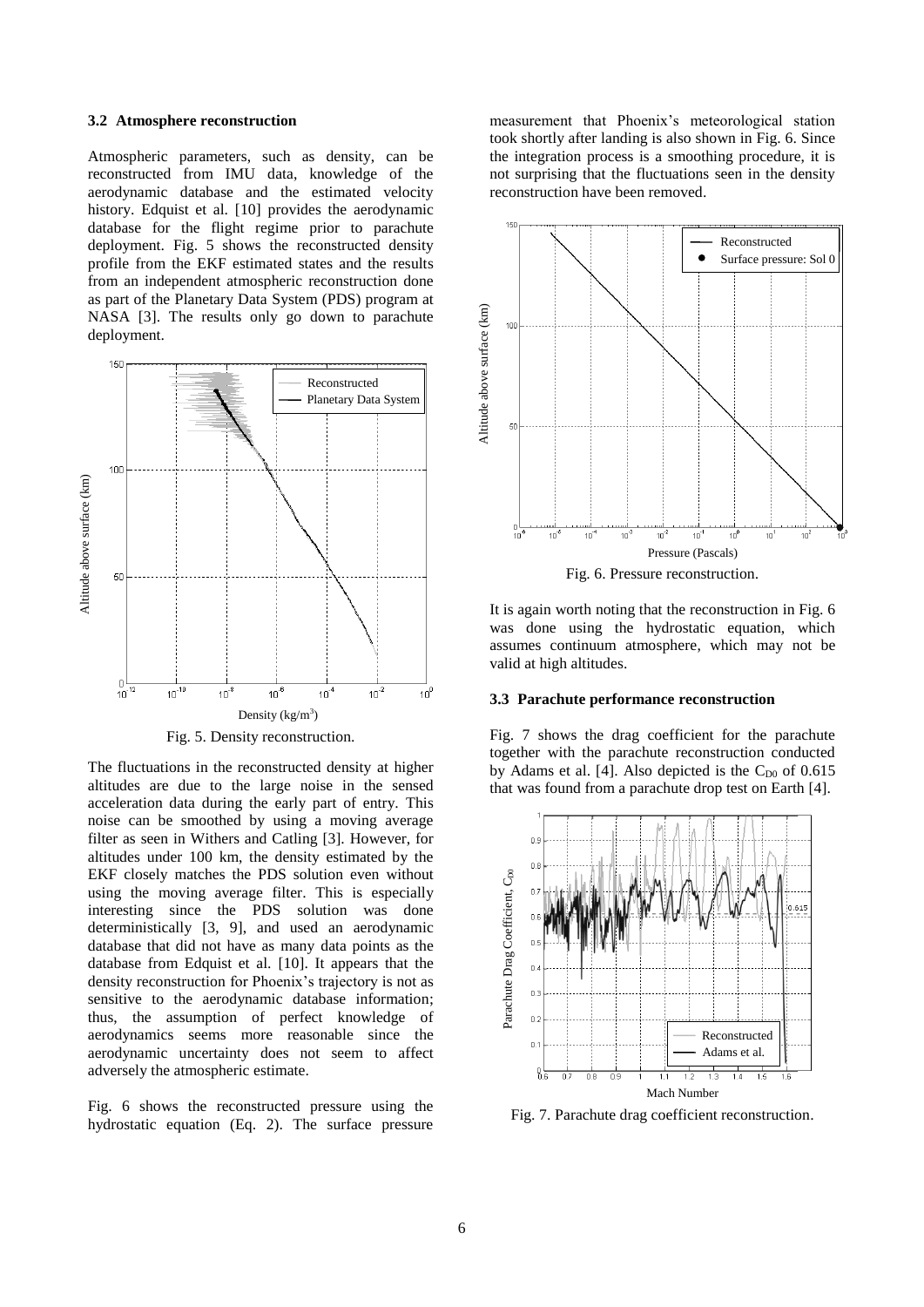### 3.2 Atmosphere reconstruction

Atmospheric parameters, such as density, can be reconstructed from IMU data, knowledge of the aerodynamic database and the estimated velocity history. Edquist et al. [10] provides the aerodynamic database for the flight regime prior to parachute deployment. Fig. 5 shows the reconstructed density profile from the EKF estimated states and the results from an independent atmospheric reconstruction done as part of the Planetary Data System (PDS) program at NASA [3]. The results only go down to parachute deployment.

Fig. 5. Density reconstruction.

The fluctuations in the reconstructed density at higher altitudes are due to the large noise in the sensed acceleration data during the early part of entry. This noise can be smoothed by using a moving average filter as seen in Withers and Catling [3]. However, for altitudes under 100 km, the density estimated by the EKF closely matches the PDS solution even without using the moving average filter. This is especially interesting since the PDS solution was done deterministically [3, 9], and used an aerodynamic database that did not have as many data points as the database from Edquist et al. [10]. It appears that the density reconstruction for Phoenix's trajectory is not as sensitive to the aerodynamic database information; thus, the assumption of perfect knowledge of aerodynamics seems more reasonable since the aerodynamic uncertainty does not seem to affect adversely the atmospheric estimate.

Fig. 6 shows the reconstructed pressure using the hydrostatic equation (Eq. 2). The surface pressure measurement that Phoenix's meteorological station took shortly after landing is also shown in Fig. 6. Since the integration process is a smoothing procedure, it is not surprising that the fluctuations seen in the density reconstruction have been removed.

Fig. 6. Pressure reconstruction.

It is again worth noting that the reconstruction in Fig. 6 was done using the hydrostatic equation, which assumes continuum atmosphere, which may not be valid at high altitudes.

### 3.3 Parachute performance reconstruction

Fig. 7 shows the drag coefficient for the parachute together with the parachute reconstruction conducted by Adams et al. [4]. Also depicted is the $C_{D0}$ of 0.615 that was found from a parachute drop test on Earth [4].

Fig. 7. Parachute drag coefficient reconstruction.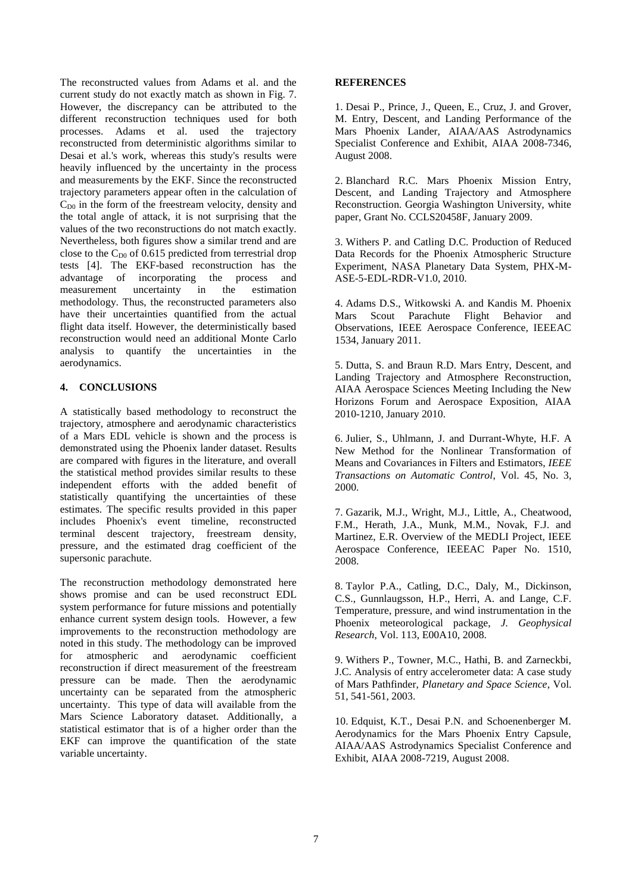The reconstructed values from Adams et al. and the current study do not exactly match as shown in Fig. 7. However, the discrepancy can be attributed to the different reconstruction techniques used for both processes. Adams et al. used the trajectory reconstructed from deterministic algorithms similar to Desai et al.'s work, whereas this study's results were heavily influenced by the uncertainty in the process and measurements by the EKF. Since the reconstructed trajectory parameters appear often in the calculation of $C_{D0}$ in the form of the freestream velocity, density and the total angle of attack, it is not surprising that the values of the two reconstructions do not match exactly. Nevertheless, both figures show a similar trend and are close to the $C_{D0}$ of 0.615 predicted from terrestrial drop tests [4]. The EKF-based reconstruction has the advantage of incorporating the process and measurement uncertainty in the estimation methodology. Thus, the reconstructed parameters also have their uncertainties quantified from the actual flight data itself. However, the deterministically based reconstruction would need an additional Monte Carlo analysis to quantify the uncertainties in the aerodynamics.

## 4. CONCLUSIONS

A statistically based methodology to reconstruct the trajectory, atmosphere and aerodynamic characteristics of a Mars EDL vehicle is shown and the process is demonstrated using the Phoenix lander dataset. Results are compared with figures in the literature, and overall the statistical method provides similar results to these independent efforts with the added benefit of statistically quantifying the uncertainties of these estimates. The specific results provided in this paper includes Phoenix's event timeline, reconstructed terminal descent trajectory, freestream density, pressure, and the estimated drag coefficient of the supersonic parachute.

The reconstruction methodology demonstrated here shows promise and can be used reconstruct EDL system performance for future missions and potentially enhance current system design tools. However, a few improvements to the reconstruction methodology are noted in this study. The methodology can be improved for atmospheric and aerodynamic coefficient reconstruction if direct measurement of the freestream pressure can be made. Then the aerodynamic uncertainty can be separated from the atmospheric uncertainty. This type of data will available from the Mars Science Laboratory dataset. Additionally, a statistical estimator that is of a higher order than the EKF can improve the quantification of the state variable uncertainty.

## REFERENCES

1. Desai P., Prince, J., Queen, E., Cruz, J. and Grover, M. Entry, Descent, and Landing Performance of the Mars Phoenix Lander, AIAA/AAS Astrodynamics Specialist Conference and Exhibit, AIAA 2008-7346, August 2008.

2. Blanchard R.C. Mars Phoenix Mission Entry, Descent, and Landing Trajectory and Atmosphere Reconstruction. Georgia Washington University, white paper, Grant No. CCLS20458F, January 2009.

3. Withers P. and Catling D.C. Production of Reduced Data Records for the Phoenix Atmospheric Structure Experiment, NASA Planetary Data System, PHX-M-ASE-5-EDL-RDR-V1.0, 2010.

4. Adams D.S., Witkowski A. and Kandis M. Phoenix Mars Scout Parachute Flight Behavior and Observations, IEEE Aerospace Conference, IEEEAC 1534, January 2011.

5. Dutta, S. and Braun R.D. Mars Entry, Descent, and Landing Trajectory and Atmosphere Reconstruction, AIAA Aerospace Sciences Meeting Including the New Horizons Forum and Aerospace Exposition, AIAA 2010-1210, January 2010.

6. Julier, S., Uhlmann, J. and Durrant-Whyte, H.F. A New Method for the Nonlinear Transformation of Means and Covariances in Filters and Estimators, *IEEE Transactions on Automatic Control*, Vol. 45, No. 3, 2000.

7. Gazarik, M.J., Wright, M.J., Little, A., Cheatwood, F.M., Herath, J.A., Munk, M.M., Novak, F.J. and Martinez, E.R. Overview of the MEDLI Project, IEEE Aerospace Conference, IEEEAC Paper No. 1510, 2008.

8. Taylor P.A., Catling, D.C., Daly, M., Dickinson, C.S., Gunnlaugsson, H.P., Herri, A. and Lange, C.F. Temperature, pressure, and wind instrumentation in the Phoenix meteorological package, *J. Geophysical Research*, Vol. 113, E00A10, 2008.

9. Withers P., Towner, M.C., Hathi, B. and Zarneckbi, J.C. Analysis of entry accelerometer data: A case study of Mars Pathfinder, *Planetary and Space Science*, Vol. 51, 541-561, 2003.

10. Edquist, K.T., Desai P.N. and Schoenenberger M. Aerodynamics for the Mars Phoenix Entry Capsule, AIAA/AAS Astrodynamics Specialist Conference and Exhibit, AIAA 2008-7219, August 2008.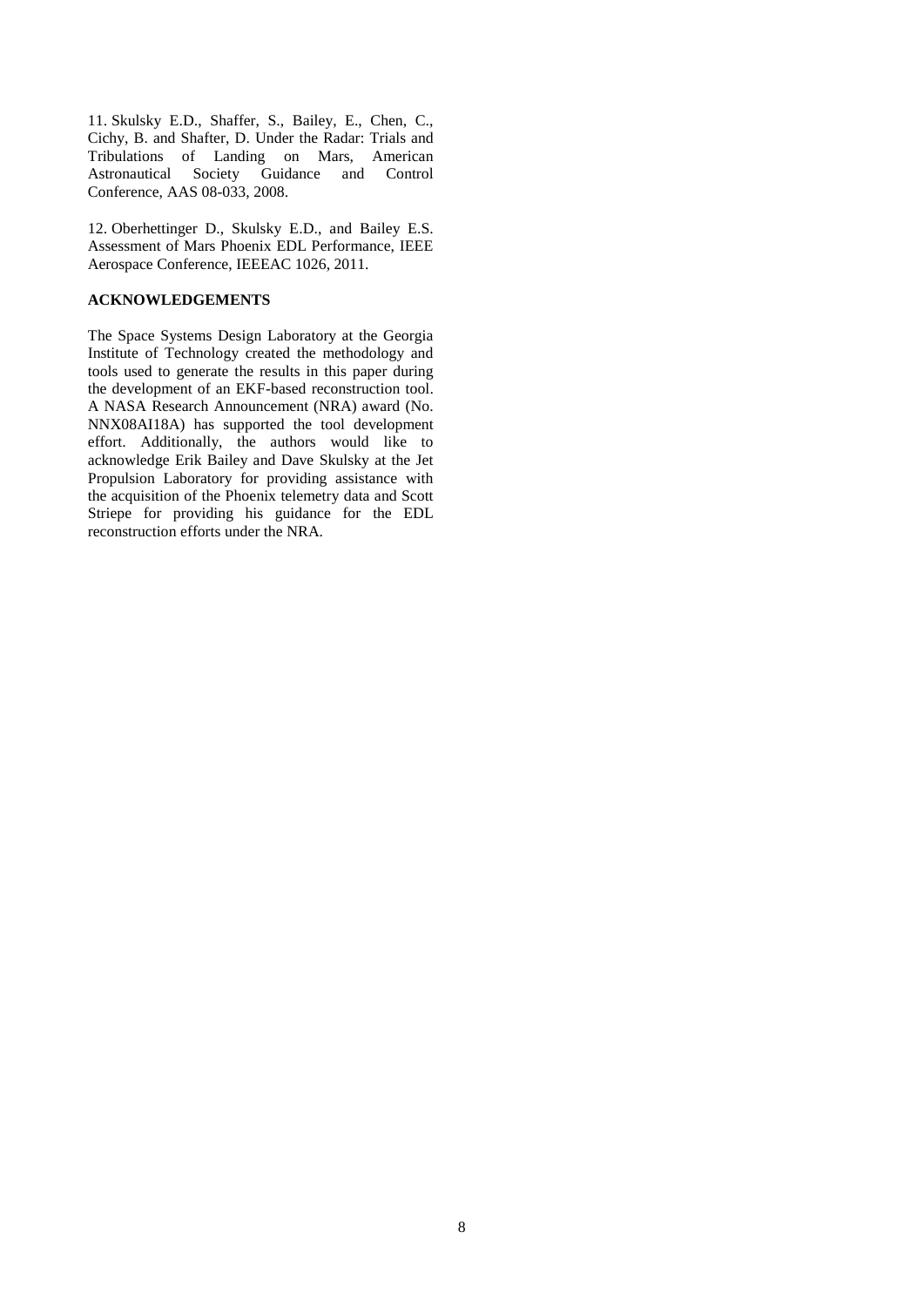11. Skulsky E.D., Shaffer, S., Bailey, E., Chen, C., Cichy, B. and Shafter, D. Under the Radar: Trials and Tribulations of Landing on Mars, American Astronautical Society Guidance and Control Conference, AAS 08-033, 2008.

12. Oberhettinger D., Skulsky E.D., and Bailey E.S. Assessment of Mars Phoenix EDL Performance, IEEE Aerospace Conference, IEEEAC 1026, 2011.

## ACKNOWLEDGEMENTS

The Space Systems Design Laboratory at the Georgia Institute of Technology created the methodology and tools used to generate the results in this paper during the development of an EKF-based reconstruction tool. A NASA Research Announcement (NRA) award (No. NNX08AI18A) has supported the tool development effort. Additionally, the authors would like to acknowledge Erik Bailey and Dave Skulsky at the Jet Propulsion Laboratory for providing assistance with the acquisition of the Phoenix telemetry data and Scott Striepe for providing his guidance for the EDL reconstruction efforts under the NRA.